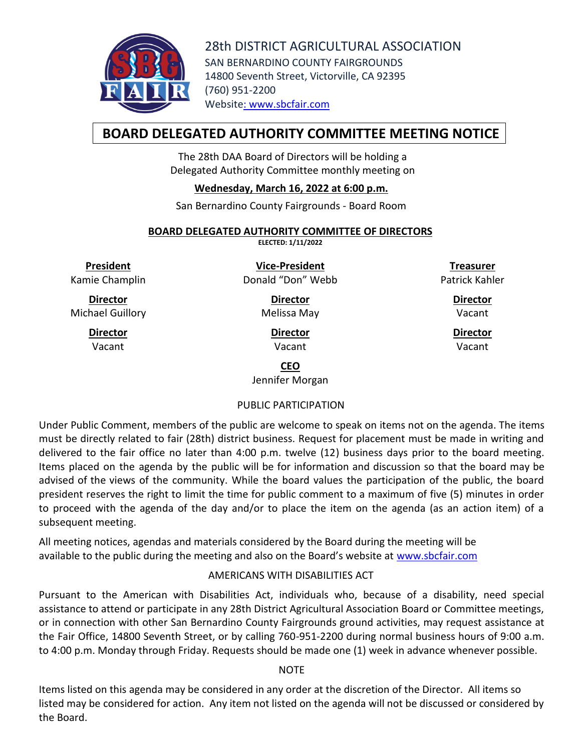28th DISTRICT AGRICULTURAL ASSOCIATION
SAN BERNARDINO COUNTY FAIRGROUNDS
14800 Seventh Street, Victorville, CA 92395
(760) 951-2200
Website: www.sbcfair.com

# BOARD DELEGATED AUTHORITY COMMITTEE MEETING NOTICE

The 28th DAA Board of Directors will be holding a
Delegated Authority Committee monthly meeting on

**Wednesday, March 16, 2022 at 6:00 p.m.**

San Bernardino County Fairgrounds - Board Room

## BOARD DELEGATED AUTHORITY COMMITTEE OF DIRECTORS

**ELECTED: 1/11/2022**

| **President** | **Vice-President** | **Treasurer** |
|---|---|---|
| Kamie Champlin | Donald "Don" Webb | Patrick Kahler |
| **Director** | **Director** | **Director** |
| Michael Guillory | Melissa May | Vacant |
| **Director** | **Director** | **Director** |
| Vacant | Vacant | Vacant |

**CEO**
Jennifer Morgan

### PUBLIC PARTICIPATION

Under Public Comment, members of the public are welcome to speak on items not on the agenda. The items must be directly related to fair (28th) district business. Request for placement must be made in writing and delivered to the fair office no later than 4:00 p.m. twelve (12) business days prior to the board meeting. Items placed on the agenda by the public will be for information and discussion so that the board may be advised of the views of the community. While the board values the participation of the public, the board president reserves the right to limit the time for public comment to a maximum of five (5) minutes in order to proceed with the agenda of the day and/or to place the item on the agenda (as an action item) of a subsequent meeting.

All meeting notices, agendas and materials considered by the Board during the meeting will be available to the public during the meeting and also on the Board's website at www.sbcfair.com

### AMERICANS WITH DISABILITIES ACT

Pursuant to the American with Disabilities Act, individuals who, because of a disability, need special assistance to attend or participate in any 28th District Agricultural Association Board or Committee meetings, or in connection with other San Bernardino County Fairgrounds ground activities, may request assistance at the Fair Office, 14800 Seventh Street, or by calling 760-951-2200 during normal business hours of 9:00 a.m. to 4:00 p.m. Monday through Friday. Requests should be made one (1) week in advance whenever possible.

### NOTE

Items listed on this agenda may be considered in any order at the discretion of the Director. All items so listed may be considered for action. Any item not listed on the agenda will not be discussed or considered by the Board.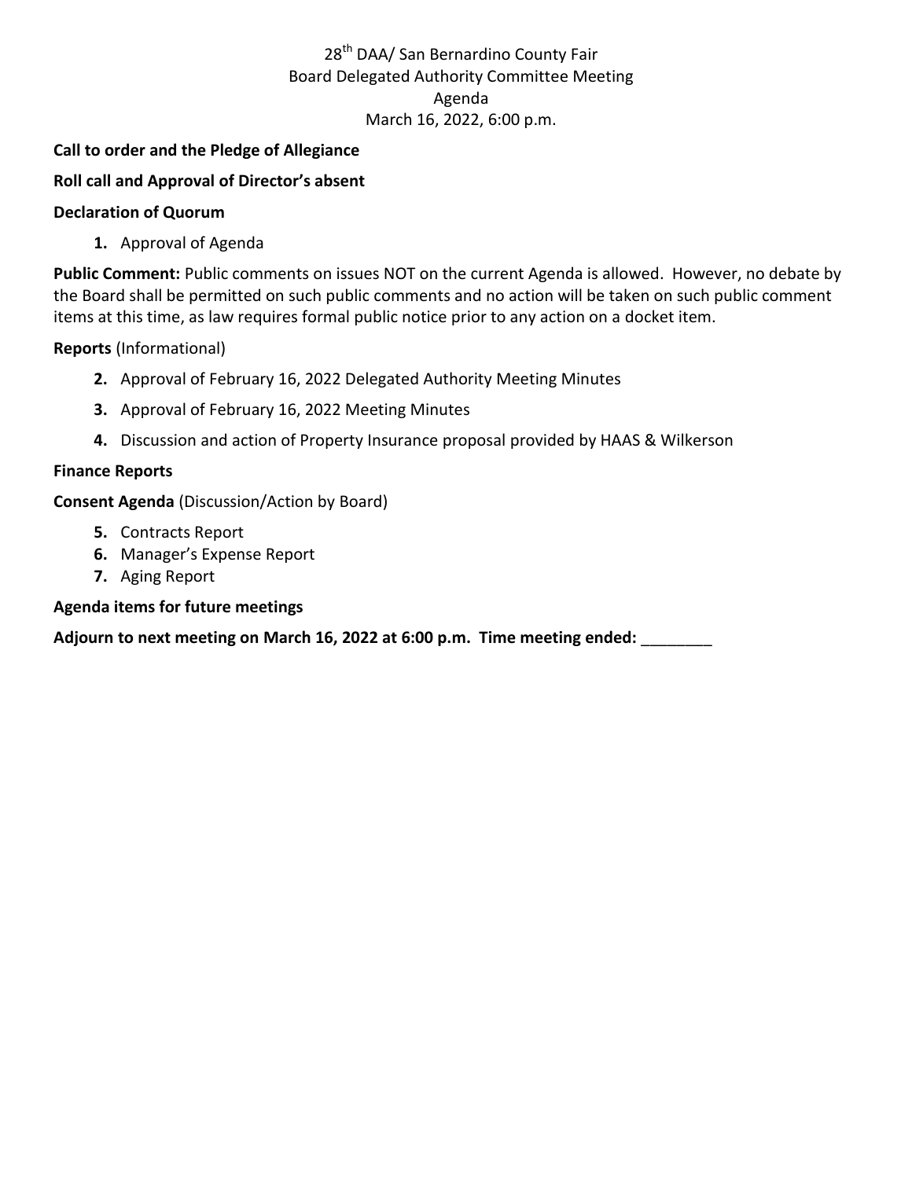28th DAA/ San Bernardino County Fair
Board Delegated Authority Committee Meeting
Agenda
March 16, 2022, 6:00 p.m.

**Call to order and the Pledge of Allegiance**

**Roll call and Approval of Director's absent**

**Declaration of Quorum**

1. Approval of Agenda

**Public Comment:** Public comments on issues NOT on the current Agenda is allowed. However, no debate by the Board shall be permitted on such public comments and no action will be taken on such public comment items at this time, as law requires formal public notice prior to any action on a docket item.

**Reports** (Informational)

2. Approval of February 16, 2022 Delegated Authority Meeting Minutes
3. Approval of February 16, 2022 Meeting Minutes
4. Discussion and action of Property Insurance proposal provided by HAAS & Wilkerson

**Finance Reports**

**Consent Agenda** (Discussion/Action by Board)

5. Contracts Report
6. Manager's Expense Report
7. Aging Report

**Agenda items for future meetings**

**Adjourn to next meeting on March 16, 2022 at 6:00 p.m. Time meeting ended:** ________